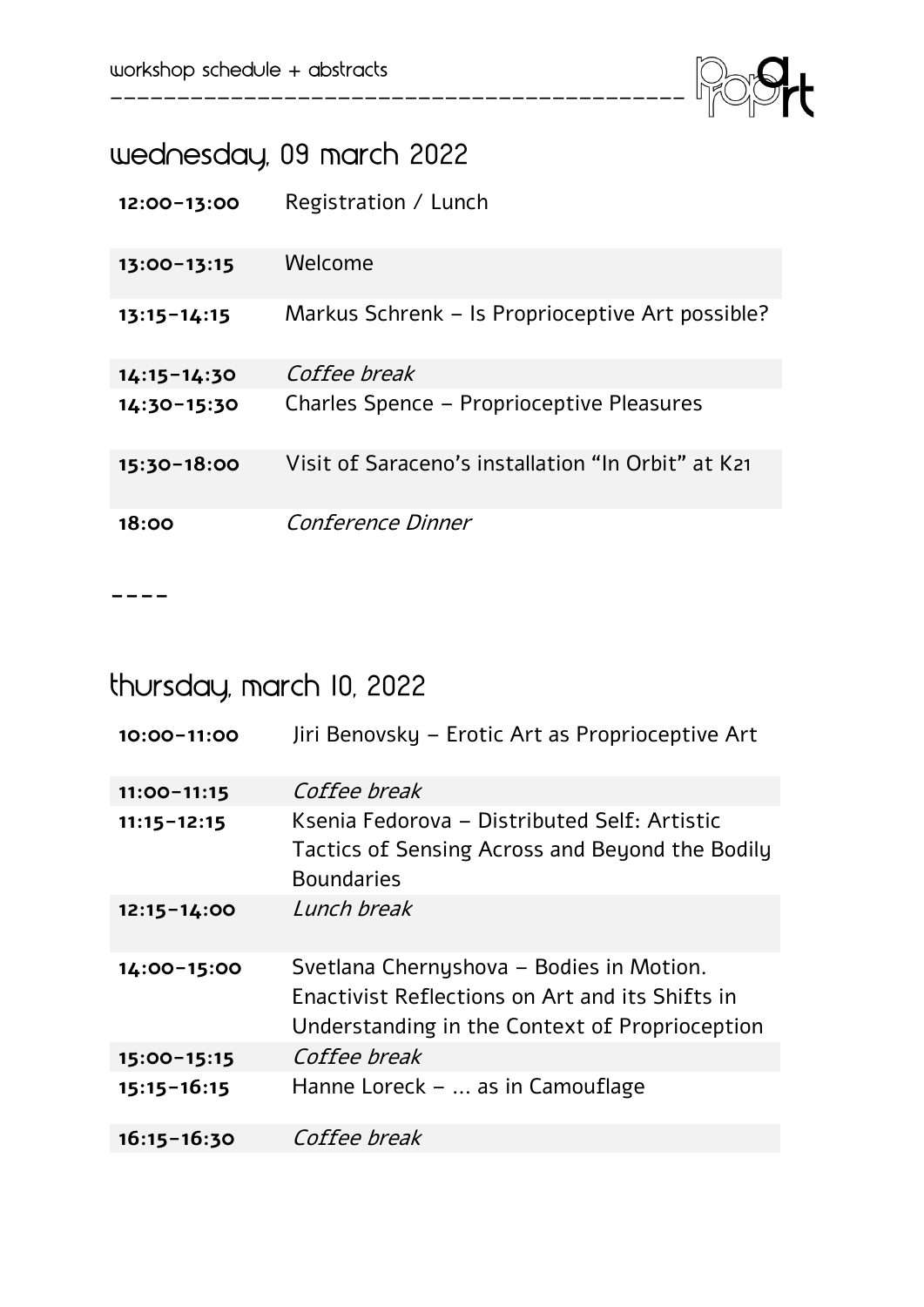workshop schedule + abstracts

## wednesday, 09 march 2022

| | |
|---|---|
| **12:00–13:00** | Registration / Lunch |
| **13:00–13:15** | Welcome |
| **13:15–14:15** | Markus Schrenk – Is Proprioceptive Art possible? |
| **14:15–14:30** | *Coffee break* |
| **14:30–15:30** | Charles Spence – Proprioceptive Pleasures |
| **15:30–18:00** | Visit of Saraceno's installation "In Orbit" at K21 |
| **18:00** | *Conference Dinner* |

----

## thursday, march 10, 2022

| | |
|---|---|
| **10:00–11:00** | Jiri Benovsky – Erotic Art as Proprioceptive Art |
| **11:00–11:15** | *Coffee break* |
| **11:15–12:15** | Ksenia Fedorova – Distributed Self: Artistic Tactics of Sensing Across and Beyond the Bodily Boundaries |
| **12:15–14:00** | *Lunch break* |
| **14:00–15:00** | Svetlana Chernyshova – Bodies in Motion. Enactivist Reflections on Art and its Shifts in Understanding in the Context of Proprioception |
| **15:00–15:15** | *Coffee break* |
| **15:15–16:15** | Hanne Loreck – ... as in Camouflage |
| **16:15–16:30** | *Coffee break* |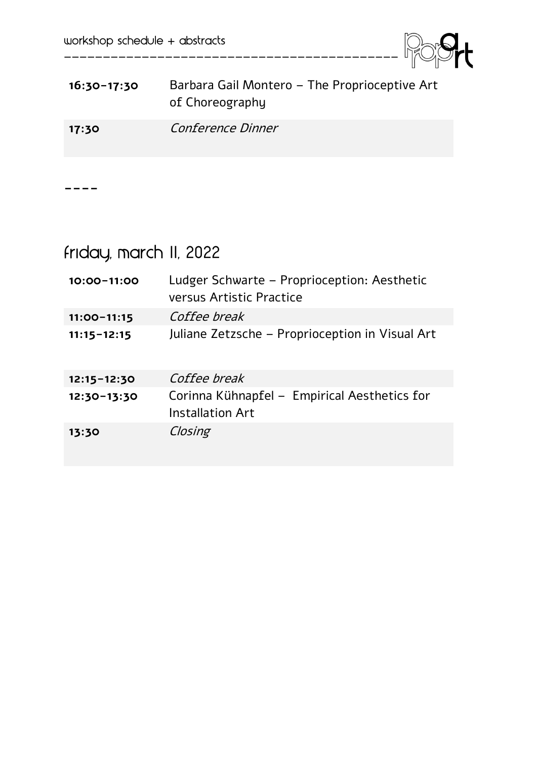| | |
|---|---|
| **16:30–17:30** | Barbara Gail Montero – The Proprioceptive Art of Choreography |
| **17:30** | *Conference Dinner* |

----

## friday, march 11, 2022

| | |
|---|---|
| **10:00–11:00** | Ludger Schwarte – Proprioception: Aesthetic versus Artistic Practice |
| **11:00–11:15** | *Coffee break* |
| **11:15–12:15** | Juliane Zetzsche – Proprioception in Visual Art |
| **12:15–12:30** | *Coffee break* |
| **12:30–13:30** | Corinna Kühnapfel – Empirical Aesthetics for Installation Art |
| **13:30** | *Closing* |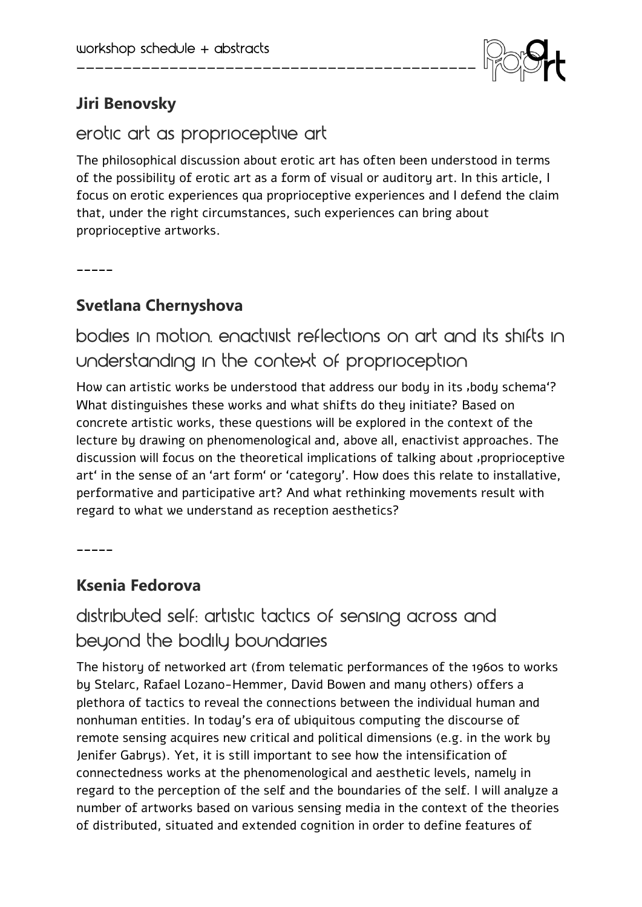## Jiri Benovsky

### erotic art as proprioceptive art

The philosophical discussion about erotic art has often been understood in terms of the possibility of erotic art as a form of visual or auditory art. In this article, I focus on erotic experiences qua proprioceptive experiences and I defend the claim that, under the right circumstances, such experiences can bring about proprioceptive artworks.

-----

## Svetlana Chernyshova

### bodies in motion. enactivist reflections on art and its shifts in understanding in the context of proprioception

How can artistic works be understood that address our body in its ‚body schema'? What distinguishes these works and what shifts do they initiate? Based on concrete artistic works, these questions will be explored in the context of the lecture by drawing on phenomenological and, above all, enactivist approaches. The discussion will focus on the theoretical implications of talking about ‚proprioceptive art' in the sense of an 'art form' or 'category'. How does this relate to installative, performative and participative art? And what rethinking movements result with regard to what we understand as reception aesthetics?

-----

## Ksenia Fedorova

### distributed self: artistic tactics of sensing across and beyond the bodily boundaries

The history of networked art (from telematic performances of the 1960s to works by Stelarc, Rafael Lozano-Hemmer, David Bowen and many others) offers a plethora of tactics to reveal the connections between the individual human and nonhuman entities. In today's era of ubiquitous computing the discourse of remote sensing acquires new critical and political dimensions (e.g. in the work by Jenifer Gabrys). Yet, it is still important to see how the intensification of connectedness works at the phenomenological and aesthetic levels, namely in regard to the perception of the self and the boundaries of the self. I will analyze a number of artworks based on various sensing media in the context of the theories of distributed, situated and extended cognition in order to define features of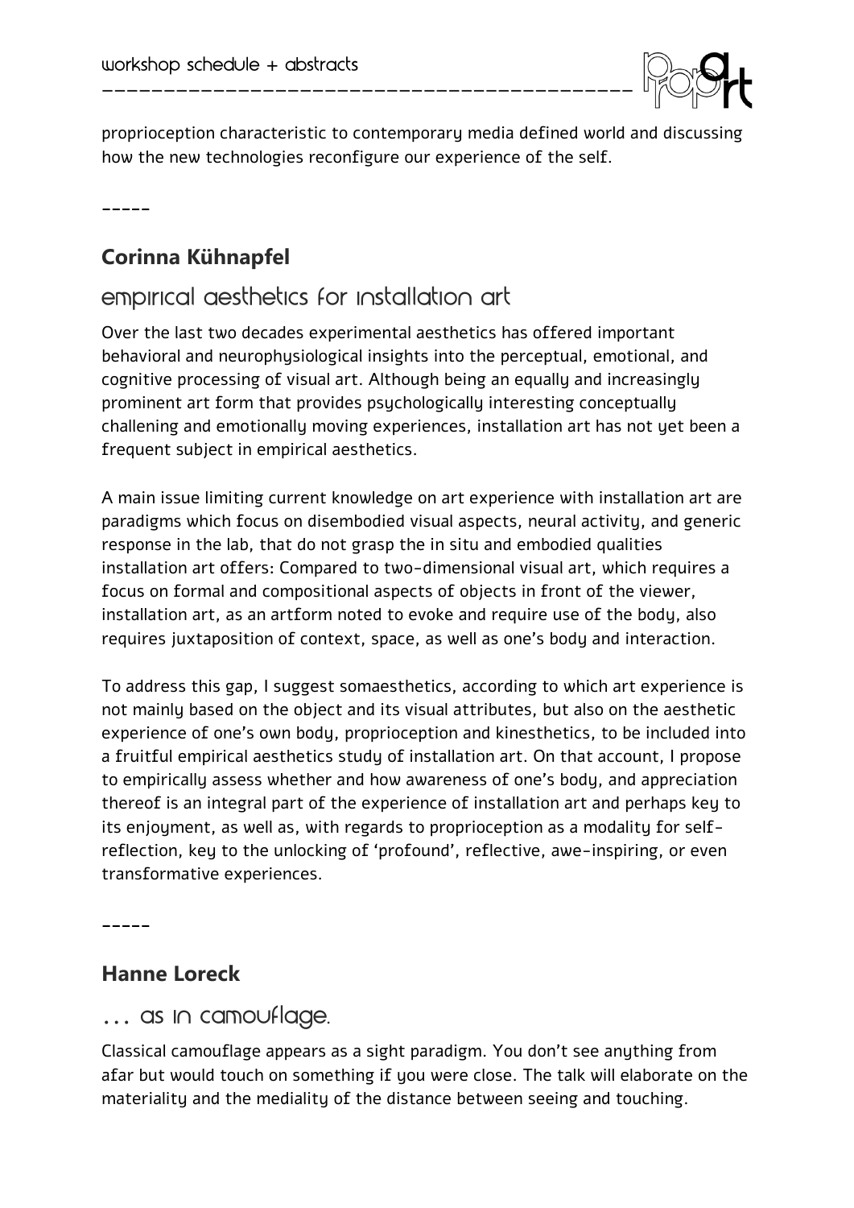proprioception characteristic to contemporary media defined world and discussing how the new technologies reconfigure our experience of the self.

-----

## Corinna Kühnapfel

### empirical aesthetics for installation art

Over the last two decades experimental aesthetics has offered important behavioral and neurophysiological insights into the perceptual, emotional, and cognitive processing of visual art. Although being an equally and increasingly prominent art form that provides psychologically interesting conceptually challenging and emotionally moving experiences, installation art has not yet been a frequent subject in empirical aesthetics.

A main issue limiting current knowledge on art experience with installation art are paradigms which focus on disembodied visual aspects, neural activity, and generic response in the lab, that do not grasp the in situ and embodied qualities installation art offers: Compared to two-dimensional visual art, which requires a focus on formal and compositional aspects of objects in front of the viewer, installation art, as an artform noted to evoke and require use of the body, also requires juxtaposition of context, space, as well as one's body and interaction.

To address this gap, I suggest somaesthetics, according to which art experience is not mainly based on the object and its visual attributes, but also on the aesthetic experience of one's own body, proprioception and kinesthetics, to be included into a fruitful empirical aesthetics study of installation art. On that account, I propose to empirically assess whether and how awareness of one's body, and appreciation thereof is an integral part of the experience of installation art and perhaps key to its enjoyment, as well as, with regards to proprioception as a modality for self-reflection, key to the unlocking of 'profound', reflective, awe-inspiring, or even transformative experiences.

-----

## Hanne Loreck

### … as in camouflage.

Classical camouflage appears as a sight paradigm. You don't see anything from afar but would touch on something if you were close. The talk will elaborate on the materiality and the mediality of the distance between seeing and touching.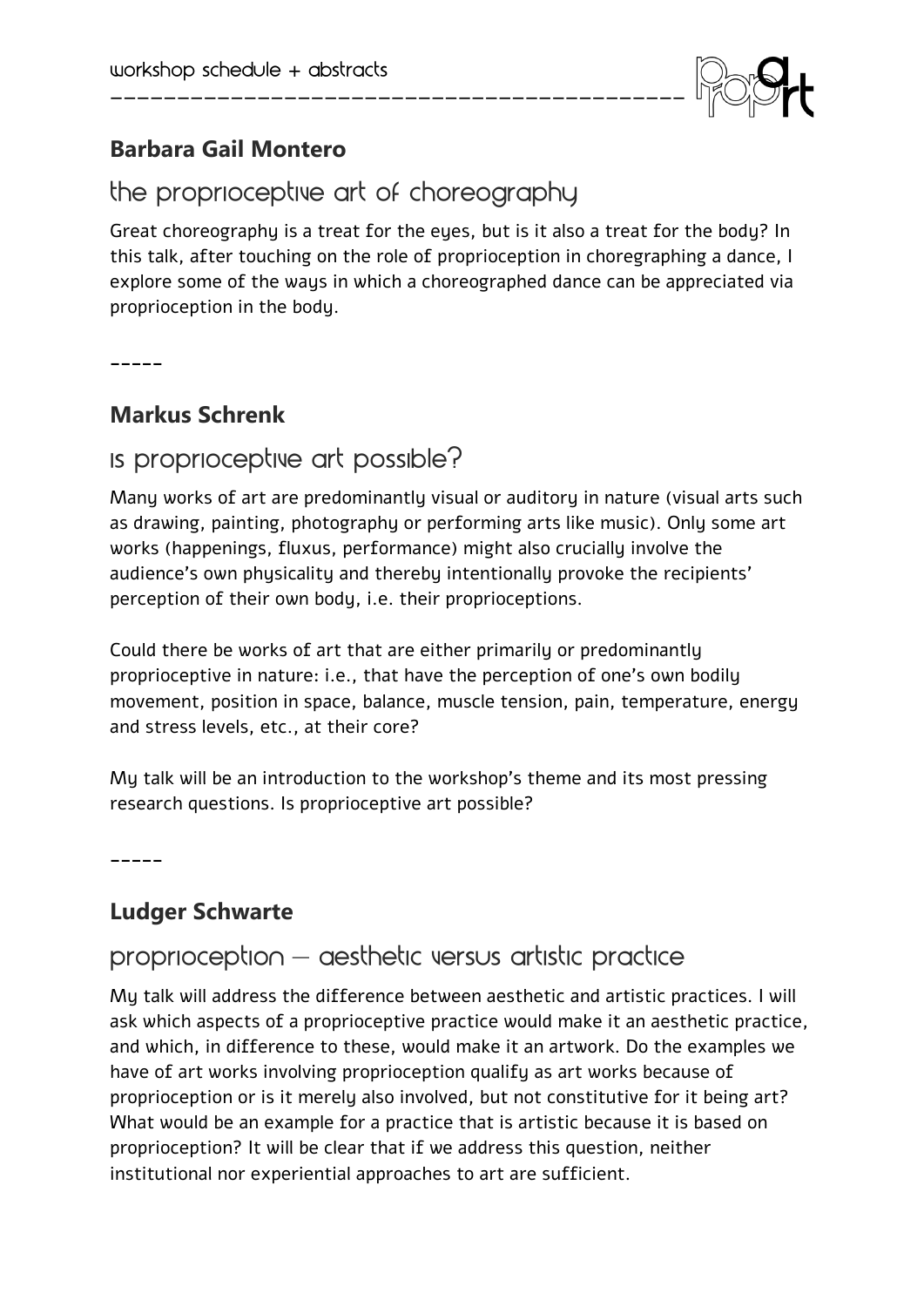## Barbara Gail Montero

### the proprioceptive art of choreography

Great choreography is a treat for the eyes, but is it also a treat for the body? In this talk, after touching on the role of proprioception in choregraphing a dance, I explore some of the ways in which a choreographed dance can be appreciated via proprioception in the body.

-----

## Markus Schrenk

### is proprioceptive art possible?

Many works of art are predominantly visual or auditory in nature (visual arts such as drawing, painting, photography or performing arts like music). Only some art works (happenings, fluxus, performance) might also crucially involve the audience's own physicality and thereby intentionally provoke the recipients' perception of their own body, i.e. their proprioceptions.

Could there be works of art that are either primarily or predominantly proprioceptive in nature: i.e., that have the perception of one's own bodily movement, position in space, balance, muscle tension, pain, temperature, energy and stress levels, etc., at their core?

My talk will be an introduction to the workshop's theme and its most pressing research questions. Is proprioceptive art possible?

-----

## Ludger Schwarte

### proprioception – aesthetic versus artistic practice

My talk will address the difference between aesthetic and artistic practices. I will ask which aspects of a proprioceptive practice would make it an aesthetic practice, and which, in difference to these, would make it an artwork. Do the examples we have of art works involving proprioception qualify as art works because of proprioception or is it merely also involved, but not constitutive for it being art? What would be an example for a practice that is artistic because it is based on proprioception? It will be clear that if we address this question, neither institutional nor experiential approaches to art are sufficient.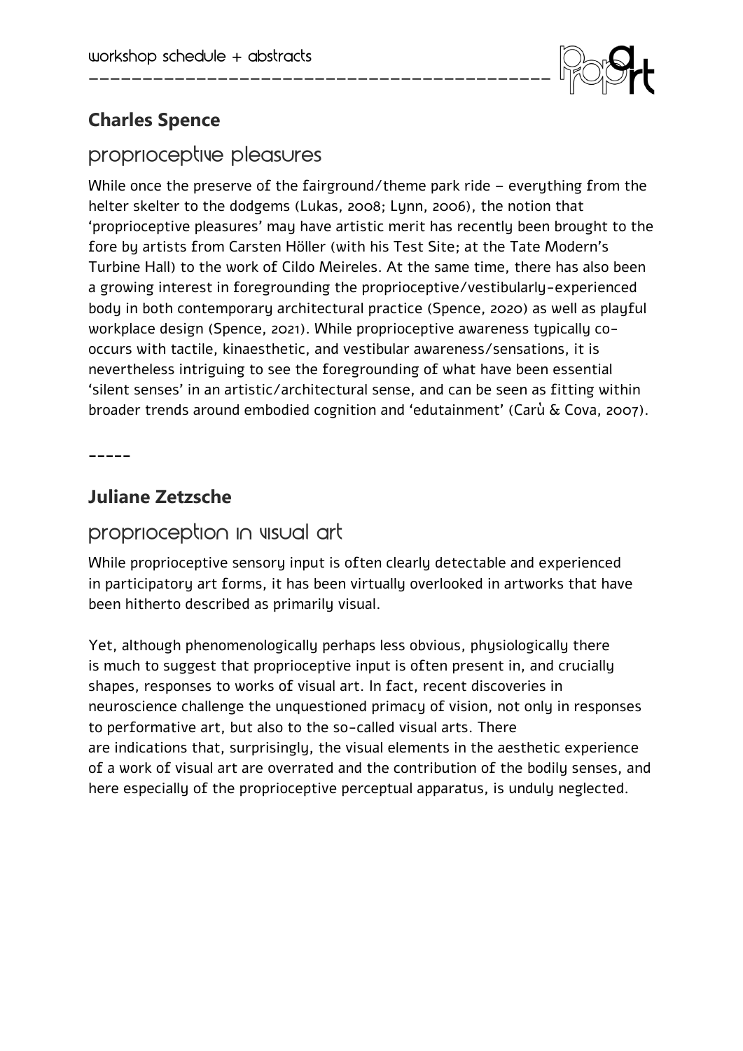## Charles Spence

### proprioceptive pleasures

While once the preserve of the fairground/theme park ride – everything from the helter skelter to the dodgems (Lukas, 2008; Lynn, 2006), the notion that 'proprioceptive pleasures' may have artistic merit has recently been brought to the fore by artists from Carsten Höller (with his Test Site; at the Tate Modern's Turbine Hall) to the work of Cildo Meireles. At the same time, there has also been a growing interest in foregrounding the proprioceptive/vestibularly-experienced body in both contemporary architectural practice (Spence, 2020) as well as playful workplace design (Spence, 2021). While proprioceptive awareness typically co-occurs with tactile, kinaesthetic, and vestibular awareness/sensations, it is nevertheless intriguing to see the foregrounding of what have been essential 'silent senses' in an artistic/architectural sense, and can be seen as fitting within broader trends around embodied cognition and 'edutainment' (Carů & Cova, 2007).

-----

## Juliane Zetzsche

### proprioception in visual art

While proprioceptive sensory input is often clearly detectable and experienced in participatory art forms, it has been virtually overlooked in artworks that have been hitherto described as primarily visual.

Yet, although phenomenologically perhaps less obvious, physiologically there is much to suggest that proprioceptive input is often present in, and crucially shapes, responses to works of visual art. In fact, recent discoveries in neuroscience challenge the unquestioned primacy of vision, not only in responses to performative art, but also to the so-called visual arts. There are indications that, surprisingly, the visual elements in the aesthetic experience of a work of visual art are overrated and the contribution of the bodily senses, and here especially of the proprioceptive perceptual apparatus, is unduly neglected.